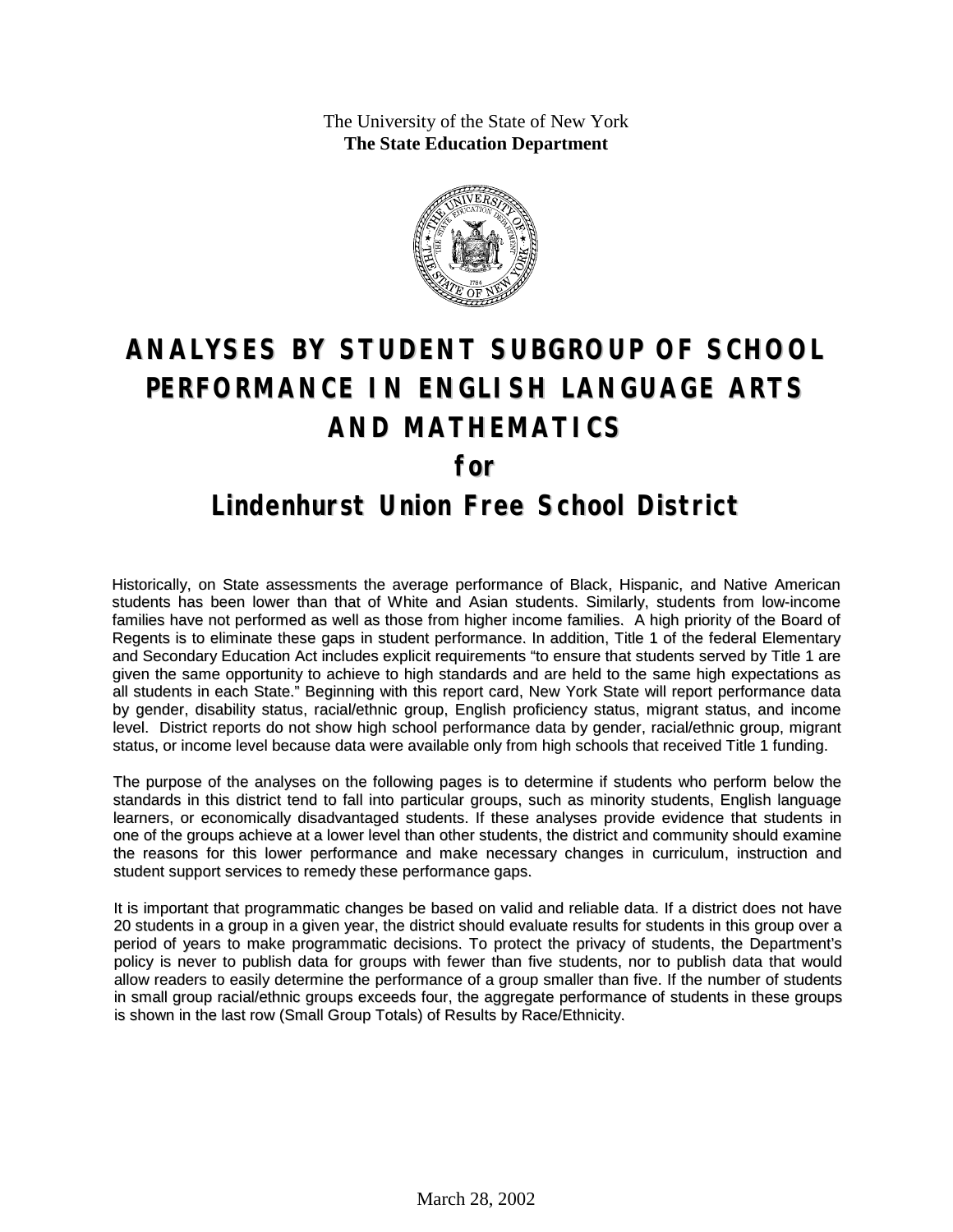The University of the State of New York
**The State Education Department**

# ANALYSES BY STUDENT SUBGROUP OF SCHOOL PERFORMANCE IN ENGLISH LANGUAGE ARTS AND MATHEMATICS

# for

# Lindenhurst Union Free School District

Historically, on State assessments the average performance of Black, Hispanic, and Native American students has been lower than that of White and Asian students. Similarly, students from low-income families have not performed as well as those from higher income families. A high priority of the Board of Regents is to eliminate these gaps in student performance. In addition, Title 1 of the federal Elementary and Secondary Education Act includes explicit requirements "to ensure that students served by Title 1 are given the same opportunity to achieve to high standards and are held to the same high expectations as all students in each State." Beginning with this report card, New York State will report performance data by gender, disability status, racial/ethnic group, English proficiency status, migrant status, and income level. District reports do not show high school performance data by gender, racial/ethnic group, migrant status, or income level because data were available only from high schools that received Title 1 funding.

The purpose of the analyses on the following pages is to determine if students who perform below the standards in this district tend to fall into particular groups, such as minority students, English language learners, or economically disadvantaged students. If these analyses provide evidence that students in one of the groups achieve at a lower level than other students, the district and community should examine the reasons for this lower performance and make necessary changes in curriculum, instruction and student support services to remedy these performance gaps.

It is important that programmatic changes be based on valid and reliable data. If a district does not have 20 students in a group in a given year, the district should evaluate results for students in this group over a period of years to make programmatic decisions. To protect the privacy of students, the Department's policy is never to publish data for groups with fewer than five students, nor to publish data that would allow readers to easily determine the performance of a group smaller than five. If the number of students in small group racial/ethnic groups exceeds four, the aggregate performance of students in these groups is shown in the last row (Small Group Totals) of Results by Race/Ethnicity.

March 28, 2002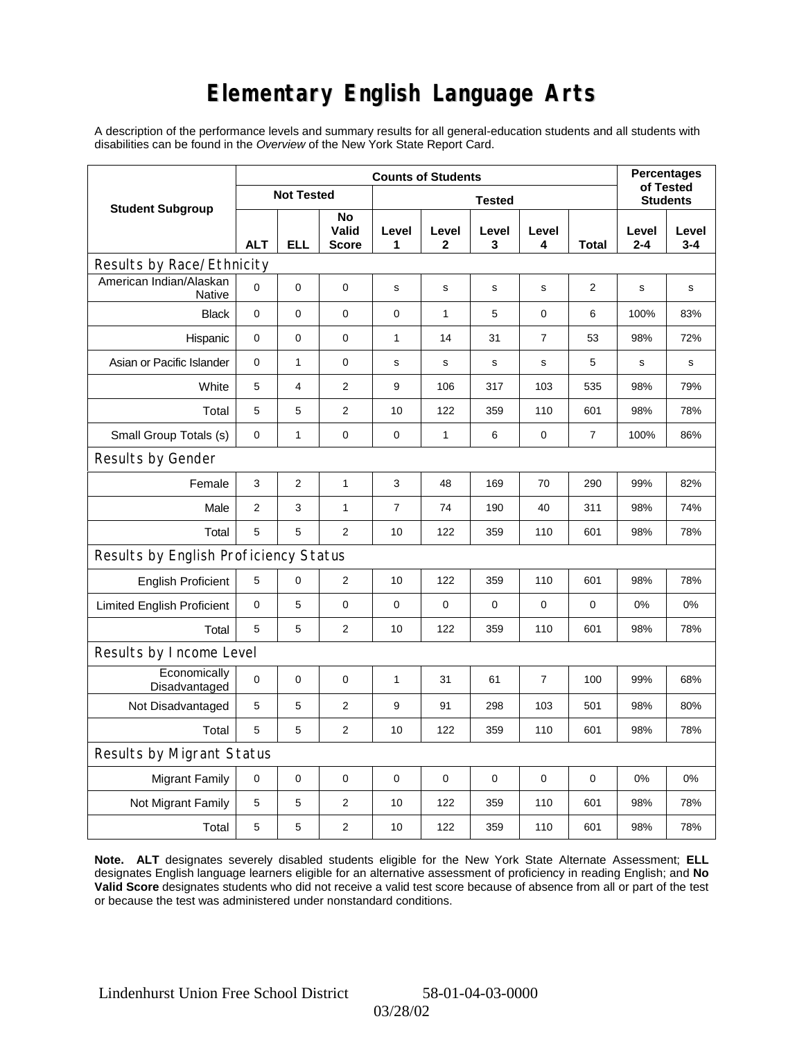# Elementary English Language Arts

A description of the performance levels and summary results for all general-education students and all students with disabilities can be found in the *Overview* of the New York State Report Card.

| Student Subgroup | Counts of Students | | | | | | | | Percentages of Tested Students | |
|---|---|---|---|---|---|---|---|---|---|---|
| | Not Tested | | | Tested | | | | | | |
| | ALT | ELL | No Valid Score | Level 1 | Level 2 | Level 3 | Level 4 | Total | Level 2-4 | Level 3-4 |
| **Results by Race/Ethnicity** | | | | | | | | | | |
| American Indian/Alaskan Native | 0 | 0 | 0 | s | s | s | s | 2 | s | s |
| Black | 0 | 0 | 0 | 0 | 1 | 5 | 0 | 6 | 100% | 83% |
| Hispanic | 0 | 0 | 0 | 1 | 14 | 31 | 7 | 53 | 98% | 72% |
| Asian or Pacific Islander | 0 | 1 | 0 | s | s | s | s | 5 | s | s |
| White | 5 | 4 | 2 | 9 | 106 | 317 | 103 | 535 | 98% | 79% |
| Total | 5 | 5 | 2 | 10 | 122 | 359 | 110 | 601 | 98% | 78% |
| Small Group Totals (s) | 0 | 1 | 0 | 0 | 1 | 6 | 0 | 7 | 100% | 86% |
| **Results by Gender** | | | | | | | | | | |
| Female | 3 | 2 | 1 | 3 | 48 | 169 | 70 | 290 | 99% | 82% |
| Male | 2 | 3 | 1 | 7 | 74 | 190 | 40 | 311 | 98% | 74% |
| Total | 5 | 5 | 2 | 10 | 122 | 359 | 110 | 601 | 98% | 78% |
| **Results by English Proficiency Status** | | | | | | | | | | |
| English Proficient | 5 | 0 | 2 | 10 | 122 | 359 | 110 | 601 | 98% | 78% |
| Limited English Proficient | 0 | 5 | 0 | 0 | 0 | 0 | 0 | 0 | 0% | 0% |
| Total | 5 | 5 | 2 | 10 | 122 | 359 | 110 | 601 | 98% | 78% |
| **Results by Income Level** | | | | | | | | | | |
| Economically Disadvantaged | 0 | 0 | 0 | 1 | 31 | 61 | 7 | 100 | 99% | 68% |
| Not Disadvantaged | 5 | 5 | 2 | 9 | 91 | 298 | 103 | 501 | 98% | 80% |
| Total | 5 | 5 | 2 | 10 | 122 | 359 | 110 | 601 | 98% | 78% |
| **Results by Migrant Status** | | | | | | | | | | |
| Migrant Family | 0 | 0 | 0 | 0 | 0 | 0 | 0 | 0 | 0% | 0% |
| Not Migrant Family | 5 | 5 | 2 | 10 | 122 | 359 | 110 | 601 | 98% | 78% |
| Total | 5 | 5 | 2 | 10 | 122 | 359 | 110 | 601 | 98% | 78% |

**Note. ALT** designates severely disabled students eligible for the New York State Alternate Assessment; **ELL** designates English language learners eligible for an alternative assessment of proficiency in reading English; and **No Valid Score** designates students who did not receive a valid test score because of absence from all or part of the test or because the test was administered under nonstandard conditions.

Lindenhurst Union Free School District 58-01-04-03-0000

03/28/02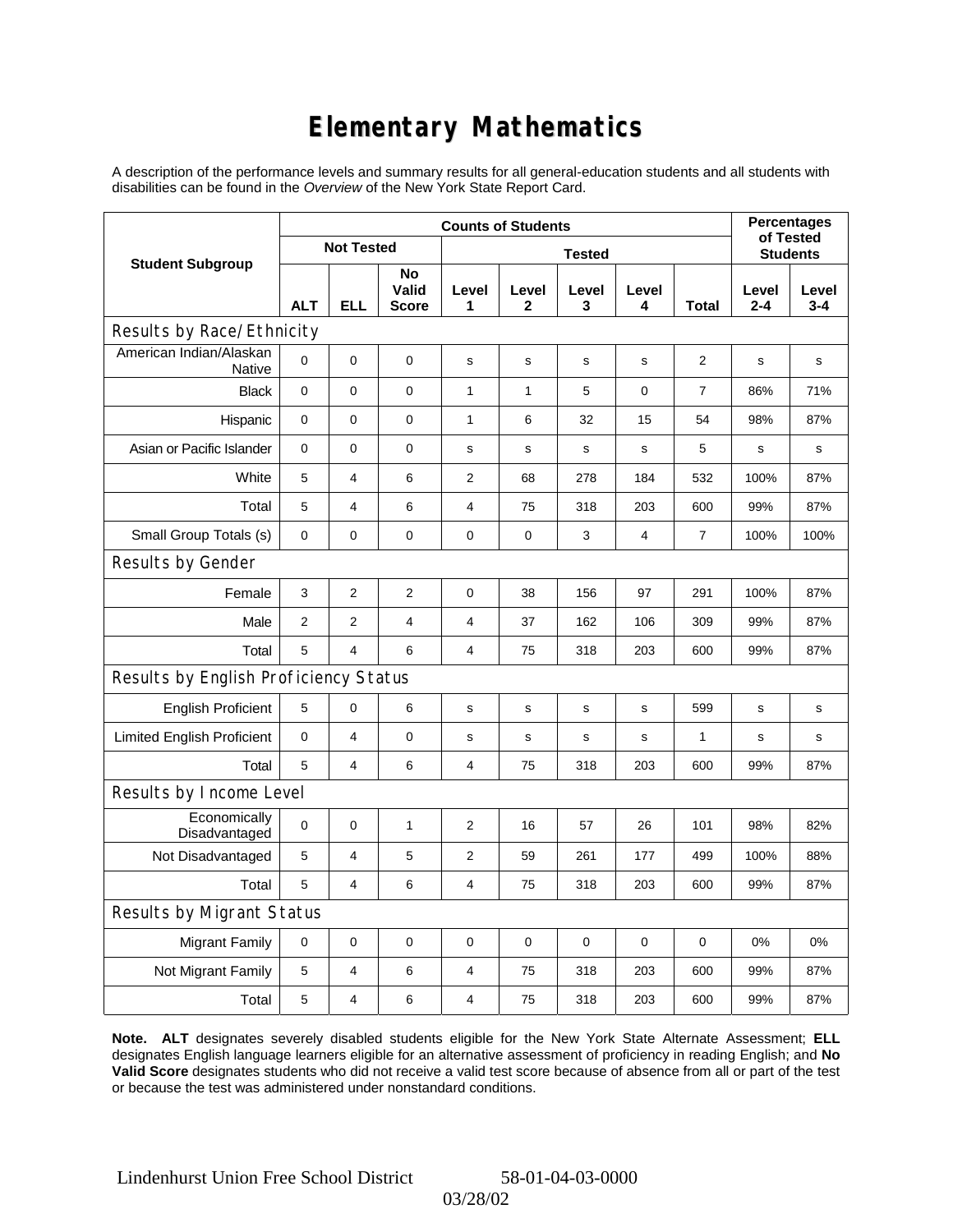# Elementary Mathematics

A description of the performance levels and summary results for all general-education students and all students with disabilities can be found in the *Overview* of the New York State Report Card.

| Student Subgroup | Counts of Students | | | | | | | | Percentages of Tested Students | |
|---|---|---|---|---|---|---|---|---|---|---|
| | Not Tested | | | Tested | | | | | | |
| | ALT | ELL | No Valid Score | Level 1 | Level 2 | Level 3 | Level 4 | Total | Level 2-4 | Level 3-4 |
| **Results by Race/Ethnicity** | | | | | | | | | | |
| American Indian/Alaskan Native | 0 | 0 | 0 | s | s | s | s | 2 | s | s |
| Black | 0 | 0 | 0 | 1 | 1 | 5 | 0 | 7 | 86% | 71% |
| Hispanic | 0 | 0 | 0 | 1 | 6 | 32 | 15 | 54 | 98% | 87% |
| Asian or Pacific Islander | 0 | 0 | 0 | s | s | s | s | 5 | s | s |
| White | 5 | 4 | 6 | 2 | 68 | 278 | 184 | 532 | 100% | 87% |
| Total | 5 | 4 | 6 | 4 | 75 | 318 | 203 | 600 | 99% | 87% |
| Small Group Totals (s) | 0 | 0 | 0 | 0 | 0 | 3 | 4 | 7 | 100% | 100% |
| **Results by Gender** | | | | | | | | | | |
| Female | 3 | 2 | 2 | 0 | 38 | 156 | 97 | 291 | 100% | 87% |
| Male | 2 | 2 | 4 | 4 | 37 | 162 | 106 | 309 | 99% | 87% |
| Total | 5 | 4 | 6 | 4 | 75 | 318 | 203 | 600 | 99% | 87% |
| **Results by English Proficiency Status** | | | | | | | | | | |
| English Proficient | 5 | 0 | 6 | s | s | s | s | 599 | s | s |
| Limited English Proficient | 0 | 4 | 0 | s | s | s | s | 1 | s | s |
| Total | 5 | 4 | 6 | 4 | 75 | 318 | 203 | 600 | 99% | 87% |
| **Results by Income Level** | | | | | | | | | | |
| Economically Disadvantaged | 0 | 0 | 1 | 2 | 16 | 57 | 26 | 101 | 98% | 82% |
| Not Disadvantaged | 5 | 4 | 5 | 2 | 59 | 261 | 177 | 499 | 100% | 88% |
| Total | 5 | 4 | 6 | 4 | 75 | 318 | 203 | 600 | 99% | 87% |
| **Results by Migrant Status** | | | | | | | | | | |
| Migrant Family | 0 | 0 | 0 | 0 | 0 | 0 | 0 | 0 | 0% | 0% |
| Not Migrant Family | 5 | 4 | 6 | 4 | 75 | 318 | 203 | 600 | 99% | 87% |
| Total | 5 | 4 | 6 | 4 | 75 | 318 | 203 | 600 | 99% | 87% |

**Note. ALT** designates severely disabled students eligible for the New York State Alternate Assessment; **ELL** designates English language learners eligible for an alternative assessment of proficiency in reading English; and **No Valid Score** designates students who did not receive a valid test score because of absence from all or part of the test or because the test was administered under nonstandard conditions.

Lindenhurst Union Free School District 58-01-04-03-0000

03/28/02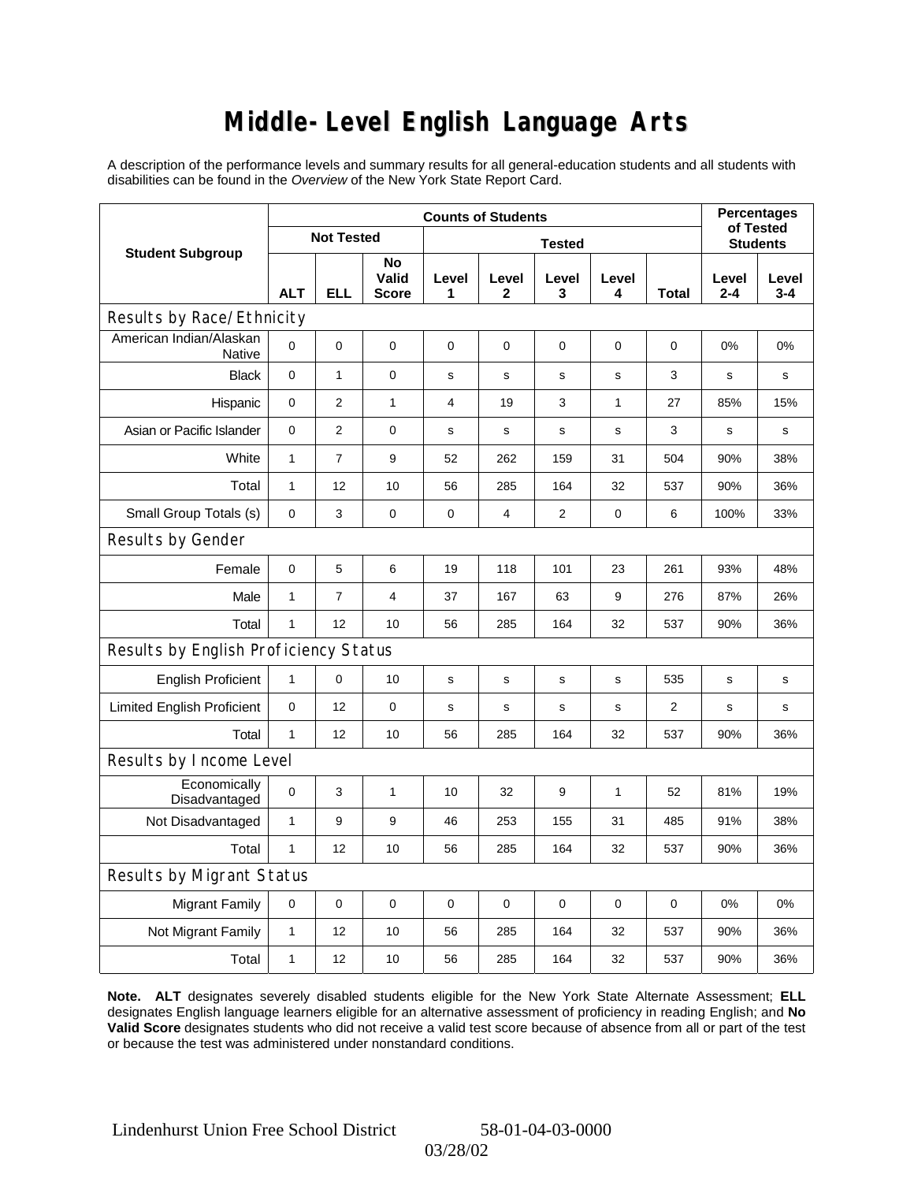# Middle-Level English Language Arts

A description of the performance levels and summary results for all general-education students and all students with disabilities can be found in the *Overview* of the New York State Report Card.

| Student Subgroup | Counts of Students | | | | | | | | Percentages of Tested Students | |
|---|---|---|---|---|---|---|---|---|---|---|
| | Not Tested | | | Tested | | | | | | |
| | ALT | ELL | No Valid Score | Level 1 | Level 2 | Level 3 | Level 4 | Total | Level 2-4 | Level 3-4 |
| **Results by Race/Ethnicity** | | | | | | | | | | |
| American Indian/Alaskan Native | 0 | 0 | 0 | 0 | 0 | 0 | 0 | 0 | 0% | 0% |
| Black | 0 | 1 | 0 | s | s | s | s | 3 | s | s |
| Hispanic | 0 | 2 | 1 | 4 | 19 | 3 | 1 | 27 | 85% | 15% |
| Asian or Pacific Islander | 0 | 2 | 0 | s | s | s | s | 3 | s | s |
| White | 1 | 7 | 9 | 52 | 262 | 159 | 31 | 504 | 90% | 38% |
| Total | 1 | 12 | 10 | 56 | 285 | 164 | 32 | 537 | 90% | 36% |
| Small Group Totals (s) | 0 | 3 | 0 | 0 | 4 | 2 | 0 | 6 | 100% | 33% |
| **Results by Gender** | | | | | | | | | | |
| Female | 0 | 5 | 6 | 19 | 118 | 101 | 23 | 261 | 93% | 48% |
| Male | 1 | 7 | 4 | 37 | 167 | 63 | 9 | 276 | 87% | 26% |
| Total | 1 | 12 | 10 | 56 | 285 | 164 | 32 | 537 | 90% | 36% |
| **Results by English Proficiency Status** | | | | | | | | | | |
| English Proficient | 1 | 0 | 10 | s | s | s | s | 535 | s | s |
| Limited English Proficient | 0 | 12 | 0 | s | s | s | s | 2 | s | s |
| Total | 1 | 12 | 10 | 56 | 285 | 164 | 32 | 537 | 90% | 36% |
| **Results by Income Level** | | | | | | | | | | |
| Economically Disadvantaged | 0 | 3 | 1 | 10 | 32 | 9 | 1 | 52 | 81% | 19% |
| Not Disadvantaged | 1 | 9 | 9 | 46 | 253 | 155 | 31 | 485 | 91% | 38% |
| Total | 1 | 12 | 10 | 56 | 285 | 164 | 32 | 537 | 90% | 36% |
| **Results by Migrant Status** | | | | | | | | | | |
| Migrant Family | 0 | 0 | 0 | 0 | 0 | 0 | 0 | 0 | 0% | 0% |
| Not Migrant Family | 1 | 12 | 10 | 56 | 285 | 164 | 32 | 537 | 90% | 36% |
| Total | 1 | 12 | 10 | 56 | 285 | 164 | 32 | 537 | 90% | 36% |

**Note. ALT** designates severely disabled students eligible for the New York State Alternate Assessment; **ELL** designates English language learners eligible for an alternative assessment of proficiency in reading English; and **No Valid Score** designates students who did not receive a valid test score because of absence from all or part of the test or because the test was administered under nonstandard conditions.

Lindenhurst Union Free School District 58-01-04-03-0000

03/28/02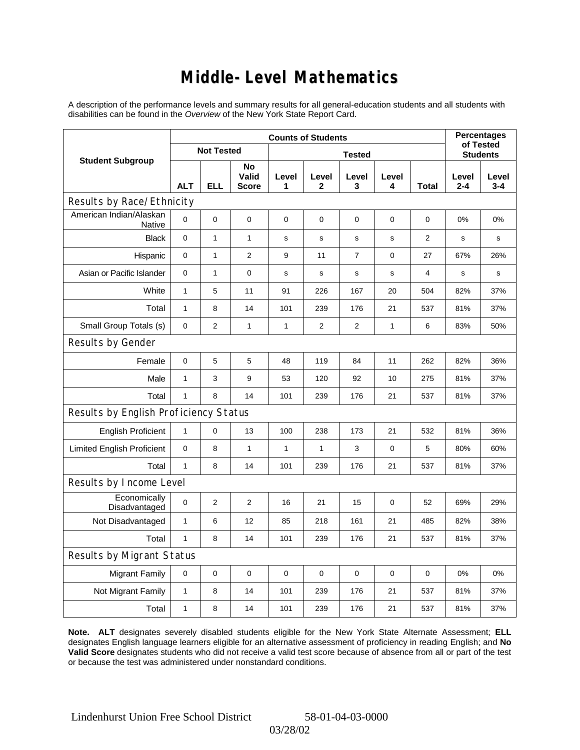# Middle-Level Mathematics

A description of the performance levels and summary results for all general-education students and all students with disabilities can be found in the *Overview* of the New York State Report Card.

| Student Subgroup | Counts of Students | | | | | | | | Percentages of Tested Students | |
|---|---|---|---|---|---|---|---|---|---|---|
| | Not Tested | | | Tested | | | | | | |
| | ALT | ELL | No Valid Score | Level 1 | Level 2 | Level 3 | Level 4 | Total | Level 2-4 | Level 3-4 |
| **Results by Race/Ethnicity** | | | | | | | | | | |
| American Indian/Alaskan Native | 0 | 0 | 0 | 0 | 0 | 0 | 0 | 0 | 0% | 0% |
| Black | 0 | 1 | 1 | s | s | s | s | 2 | s | s |
| Hispanic | 0 | 1 | 2 | 9 | 11 | 7 | 0 | 27 | 67% | 26% |
| Asian or Pacific Islander | 0 | 1 | 0 | s | s | s | s | 4 | s | s |
| White | 1 | 5 | 11 | 91 | 226 | 167 | 20 | 504 | 82% | 37% |
| Total | 1 | 8 | 14 | 101 | 239 | 176 | 21 | 537 | 81% | 37% |
| Small Group Totals (s) | 0 | 2 | 1 | 1 | 2 | 2 | 1 | 6 | 83% | 50% |
| **Results by Gender** | | | | | | | | | | |
| Female | 0 | 5 | 5 | 48 | 119 | 84 | 11 | 262 | 82% | 36% |
| Male | 1 | 3 | 9 | 53 | 120 | 92 | 10 | 275 | 81% | 37% |
| Total | 1 | 8 | 14 | 101 | 239 | 176 | 21 | 537 | 81% | 37% |
| **Results by English Proficiency Status** | | | | | | | | | | |
| English Proficient | 1 | 0 | 13 | 100 | 238 | 173 | 21 | 532 | 81% | 36% |
| Limited English Proficient | 0 | 8 | 1 | 1 | 1 | 3 | 0 | 5 | 80% | 60% |
| Total | 1 | 8 | 14 | 101 | 239 | 176 | 21 | 537 | 81% | 37% |
| **Results by Income Level** | | | | | | | | | | |
| Economically Disadvantaged | 0 | 2 | 2 | 16 | 21 | 15 | 0 | 52 | 69% | 29% |
| Not Disadvantaged | 1 | 6 | 12 | 85 | 218 | 161 | 21 | 485 | 82% | 38% |
| Total | 1 | 8 | 14 | 101 | 239 | 176 | 21 | 537 | 81% | 37% |
| **Results by Migrant Status** | | | | | | | | | | |
| Migrant Family | 0 | 0 | 0 | 0 | 0 | 0 | 0 | 0 | 0% | 0% |
| Not Migrant Family | 1 | 8 | 14 | 101 | 239 | 176 | 21 | 537 | 81% | 37% |
| Total | 1 | 8 | 14 | 101 | 239 | 176 | 21 | 537 | 81% | 37% |

**Note. ALT** designates severely disabled students eligible for the New York State Alternate Assessment; **ELL** designates English language learners eligible for an alternative assessment of proficiency in reading English; and **No Valid Score** designates students who did not receive a valid test score because of absence from all or part of the test or because the test was administered under nonstandard conditions.

Lindenhurst Union Free School District 58-01-04-03-0000

03/28/02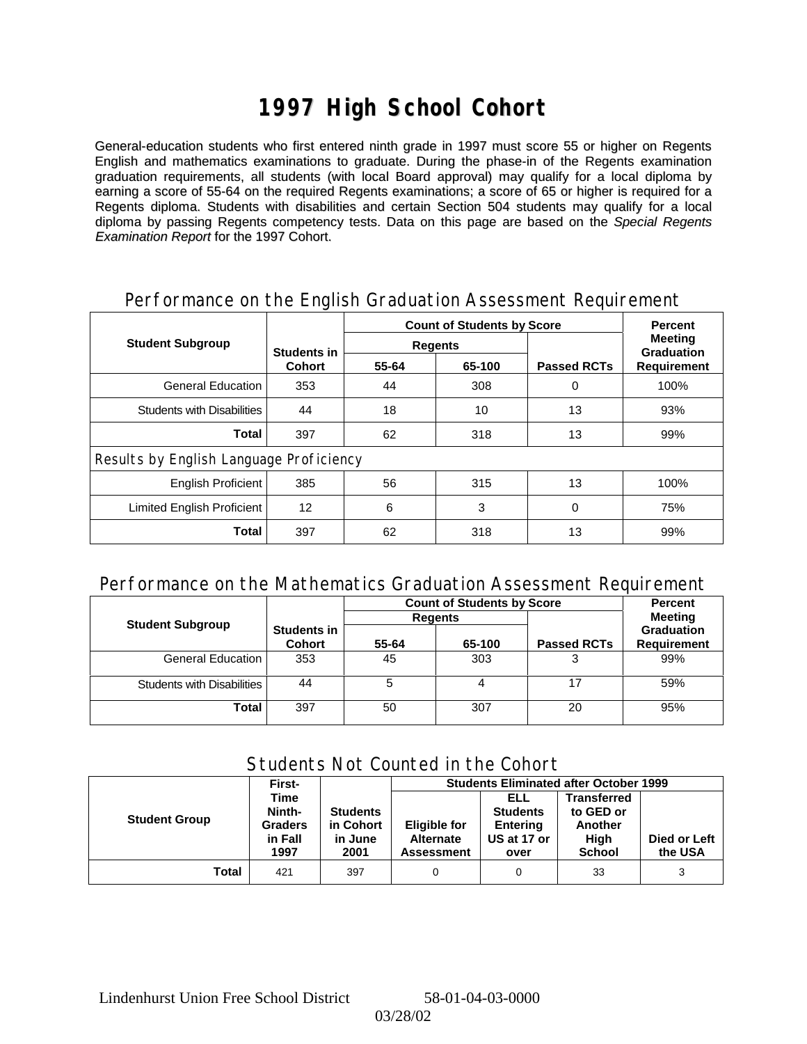# 1997 High School Cohort

General-education students who first entered ninth grade in 1997 must score 55 or higher on Regents English and mathematics examinations to graduate. During the phase-in of the Regents examination graduation requirements, all students (with local Board approval) may qualify for a local diploma by earning a score of 55-64 on the required Regents examinations; a score of 65 or higher is required for a Regents diploma. Students with disabilities and certain Section 504 students may qualify for a local diploma by passing Regents competency tests. Data on this page are based on the *Special Regents Examination Report* for the 1997 Cohort.

## Performance on the English Graduation Assessment Requirement

| Student Subgroup | Students in Cohort | Count of Students by Score | | | Percent Meeting Graduation Requirement |
|---|---|---|---|---|---|
| | | Regents | | | |
| | | 55-64 | 65-100 | Passed RCTs | |
| General Education | 353 | 44 | 308 | 0 | 100% |
| Students with Disabilities | 44 | 18 | 10 | 13 | 93% |
| **Total** | 397 | 62 | 318 | 13 | 99% |
| Results by English Language Proficiency | | | | | |
| English Proficient | 385 | 56 | 315 | 13 | 100% |
| Limited English Proficient | 12 | 6 | 3 | 0 | 75% |
| **Total** | 397 | 62 | 318 | 13 | 99% |

## Performance on the Mathematics Graduation Assessment Requirement

| Student Subgroup | Students in Cohort | Count of Students by Score | | | Percent Meeting Graduation Requirement |
|---|---|---|---|---|---|
| | | Regents | | | |
| | | 55-64 | 65-100 | Passed RCTs | |
| General Education | 353 | 45 | 303 | 3 | 99% |
| Students with Disabilities | 44 | 5 | 4 | 17 | 59% |
| **Total** | 397 | 50 | 307 | 20 | 95% |

## Students Not Counted in the Cohort

| Student Group | First-Time Ninth-Graders in Fall 1997 | Students in Cohort in June 2001 | Students Eliminated after October 1999 | | | |
|---|---|---|---|---|---|---|
| | | | Eligible for Alternate Assessment | ELL Students Entering US at 17 or over | Transferred to GED or Another High School | Died or Left the USA |
| **Total** | 421 | 397 | 0 | 0 | 33 | 3 |

Lindenhurst Union Free School District 58-01-04-03-0000
03/28/02